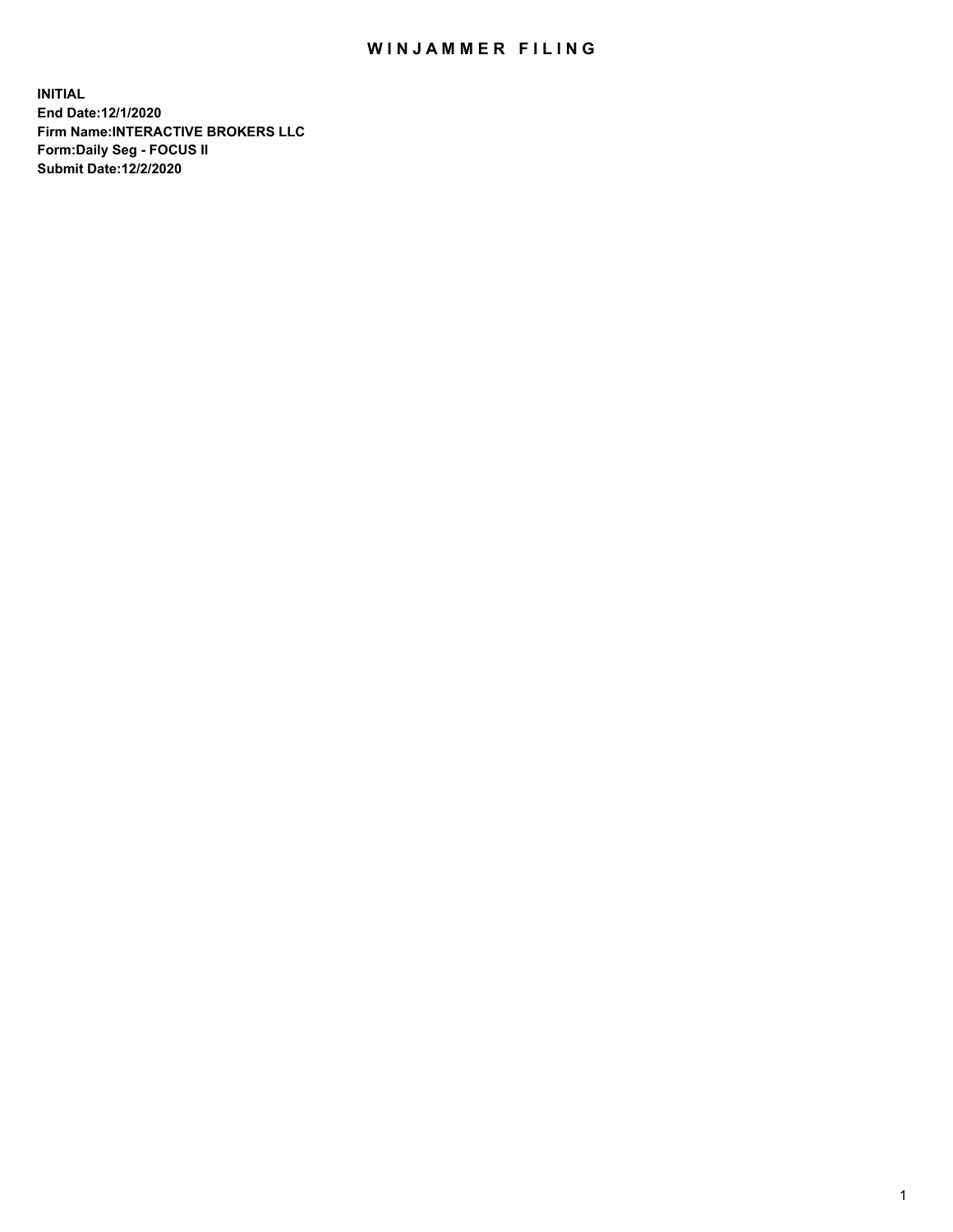# WINJAMMER FILING

**INITIAL**
**End Date:12/1/2020**
**Firm Name:INTERACTIVE BROKERS LLC**
**Form:Daily Seg - FOCUS II**
**Submit Date:12/2/2020**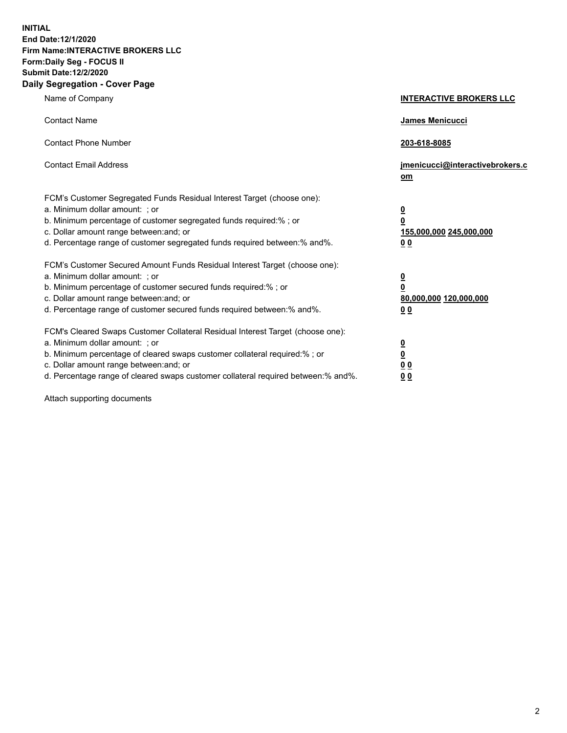**INITIAL**
**End Date:12/1/2020**
**Firm Name:INTERACTIVE BROKERS LLC**
**Form:Daily Seg - FOCUS II**
**Submit Date:12/2/2020**

## Daily Segregation - Cover Page

| | |
|---|---|
| Name of Company | **INTERACTIVE BROKERS LLC** |
| Contact Name | **James Menicucci** |
| Contact Phone Number | **203-618-8085** |
| Contact Email Address | **jmenicucci@interactivebrokers.com** |

FCM's Customer Segregated Funds Residual Interest Target (choose one):

| | |
|---|---|
| a. Minimum dollar amount: ; or | **0** |
| b. Minimum percentage of customer segregated funds required:% ; or | **0** |
| c. Dollar amount range between:and; or | **155,000,000** **245,000,000** |
| d. Percentage range of customer segregated funds required between:% and%. | **0** **0** |

FCM's Customer Secured Amount Funds Residual Interest Target (choose one):

| | |
|---|---|
| a. Minimum dollar amount: ; or | **0** |
| b. Minimum percentage of customer secured funds required:% ; or | **0** |
| c. Dollar amount range between:and; or | **80,000,000** **120,000,000** |
| d. Percentage range of customer secured funds required between:% and%. | **0** **0** |

FCM's Cleared Swaps Customer Collateral Residual Interest Target (choose one):

| | |
|---|---|
| a. Minimum dollar amount: ; or | **0** |
| b. Minimum percentage of cleared swaps customer collateral required:% ; or | **0** |
| c. Dollar amount range between:and; or | **0** **0** |
| d. Percentage range of cleared swaps customer collateral required between:% and%. | **0** **0** |

Attach supporting documents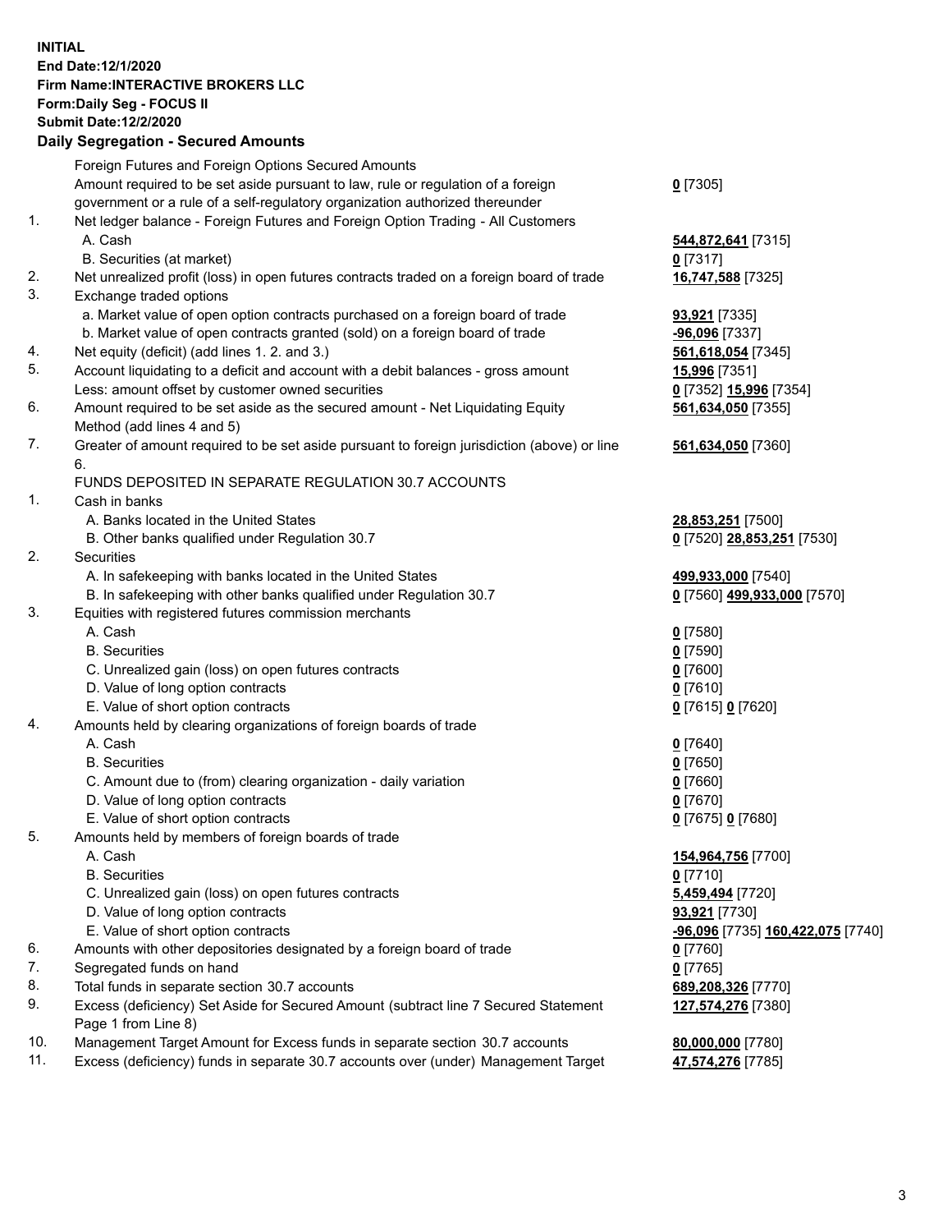**INITIAL**
**End Date:12/1/2020**
**Firm Name:INTERACTIVE BROKERS LLC**
**Form:Daily Seg - FOCUS II**
**Submit Date:12/2/2020**

## Daily Segregation - Secured Amounts

| | | |
|---|---|---|
| | Foreign Futures and Foreign Options Secured Amounts | |
| | Amount required to be set aside pursuant to law, rule or regulation of a foreign government or a rule of a self-regulatory organization authorized thereunder | **0** [7305] |
| 1. | Net ledger balance - Foreign Futures and Foreign Option Trading - All Customers | |
| | A. Cash | **544,872,641** [7315] |
| | B. Securities (at market) | **0** [7317] |
| 2. | Net unrealized profit (loss) in open futures contracts traded on a foreign board of trade | **16,747,588** [7325] |
| 3. | Exchange traded options | |
| | a. Market value of open option contracts purchased on a foreign board of trade | **93,921** [7335] |
| | b. Market value of open contracts granted (sold) on a foreign board of trade | **-96,096** [7337] |
| 4. | Net equity (deficit) (add lines 1. 2. and 3.) | **561,618,054** [7345] |
| 5. | Account liquidating to a deficit and account with a debit balances - gross amount | **15,996** [7351] |
| | Less: amount offset by customer owned securities | **0** [7352] **15,996** [7354] |
| 6. | Amount required to be set aside as the secured amount - Net Liquidating Equity Method (add lines 4 and 5) | **561,634,050** [7355] |
| 7. | Greater of amount required to be set aside pursuant to foreign jurisdiction (above) or line 6. | **561,634,050** [7360] |
| | FUNDS DEPOSITED IN SEPARATE REGULATION 30.7 ACCOUNTS | |
| 1. | Cash in banks | |
| | A. Banks located in the United States | **28,853,251** [7500] |
| | B. Other banks qualified under Regulation 30.7 | **0** [7520] **28,853,251** [7530] |
| 2. | Securities | |
| | A. In safekeeping with banks located in the United States | **499,933,000** [7540] |
| | B. In safekeeping with other banks qualified under Regulation 30.7 | **0** [7560] **499,933,000** [7570] |
| 3. | Equities with registered futures commission merchants | |
| | A. Cash | **0** [7580] |
| | B. Securities | **0** [7590] |
| | C. Unrealized gain (loss) on open futures contracts | **0** [7600] |
| | D. Value of long option contracts | **0** [7610] |
| | E. Value of short option contracts | **0** [7615] **0** [7620] |
| 4. | Amounts held by clearing organizations of foreign boards of trade | |
| | A. Cash | **0** [7640] |
| | B. Securities | **0** [7650] |
| | C. Amount due to (from) clearing organization - daily variation | **0** [7660] |
| | D. Value of long option contracts | **0** [7670] |
| | E. Value of short option contracts | **0** [7675] **0** [7680] |
| 5. | Amounts held by members of foreign boards of trade | |
| | A. Cash | **154,964,756** [7700] |
| | B. Securities | **0** [7710] |
| | C. Unrealized gain (loss) on open futures contracts | **5,459,494** [7720] |
| | D. Value of long option contracts | **93,921** [7730] |
| | E. Value of short option contracts | **-96,096** [7735] **160,422,075** [7740] |
| 6. | Amounts with other depositories designated by a foreign board of trade | **0** [7760] |
| 7. | Segregated funds on hand | **0** [7765] |
| 8. | Total funds in separate section 30.7 accounts | **689,208,326** [7770] |
| 9. | Excess (deficiency) Set Aside for Secured Amount (subtract line 7 Secured Statement Page 1 from Line 8) | **127,574,276** [7380] |
| 10. | Management Target Amount for Excess funds in separate section 30.7 accounts | **80,000,000** [7780] |
| 11. | Excess (deficiency) funds in separate 30.7 accounts over (under) Management Target | **47,574,276** [7785] |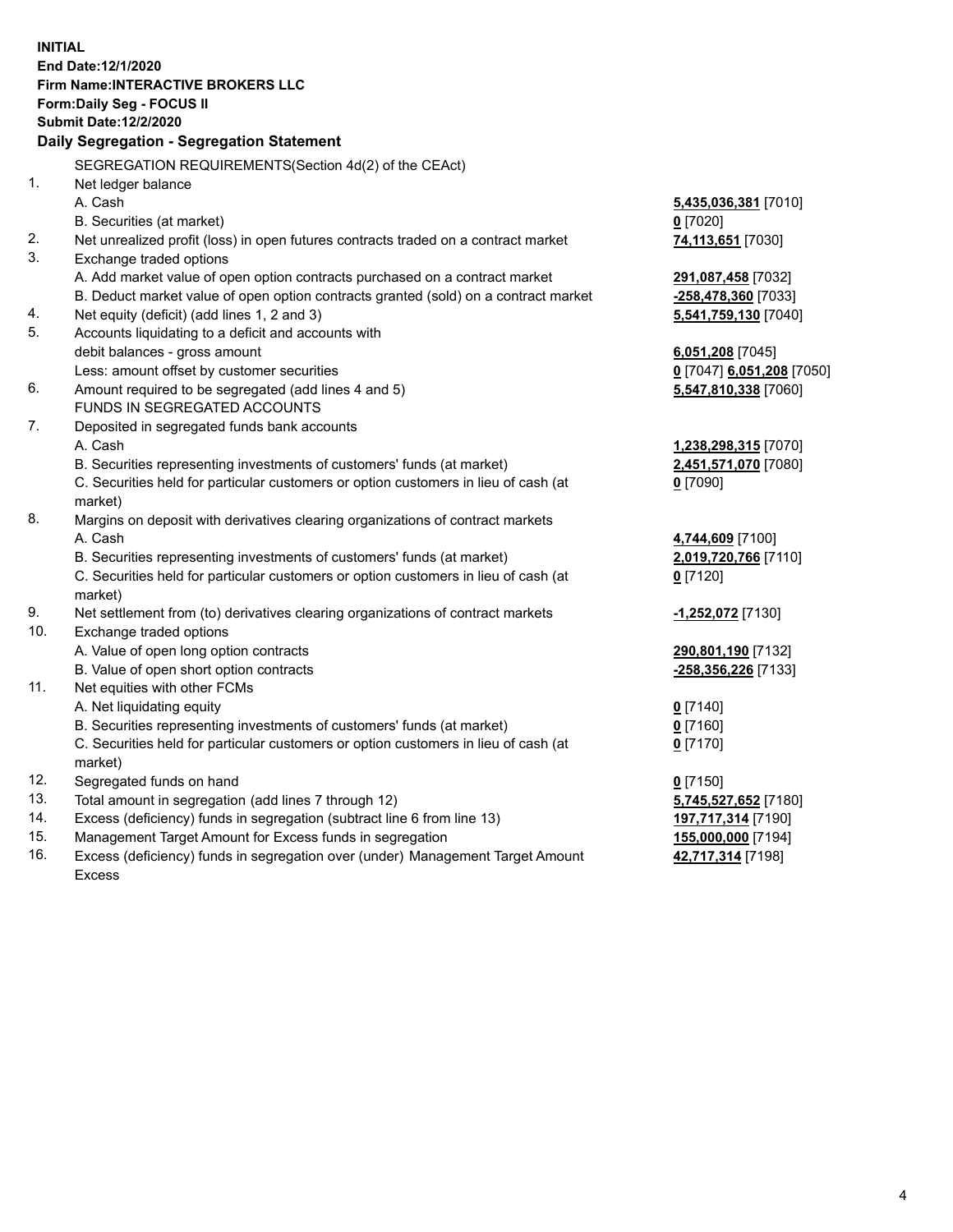**INITIAL**
**End Date:12/1/2020**
**Firm Name:INTERACTIVE BROKERS LLC**
**Form:Daily Seg - FOCUS II**
**Submit Date:12/2/2020**

## Daily Segregation - Segregation Statement

| | | |
|---|---|---|
| | SEGREGATION REQUIREMENTS(Section 4d(2) of the CEAct) | |
| 1. | Net ledger balance | |
| | A. Cash | **5,435,036,381** [7010] |
| | B. Securities (at market) | **0** [7020] |
| 2. | Net unrealized profit (loss) in open futures contracts traded on a contract market | **74,113,651** [7030] |
| 3. | Exchange traded options | |
| | A. Add market value of open option contracts purchased on a contract market | **291,087,458** [7032] |
| | B. Deduct market value of open option contracts granted (sold) on a contract market | **-258,478,360** [7033] |
| 4. | Net equity (deficit) (add lines 1, 2 and 3) | **5,541,759,130** [7040] |
| 5. | Accounts liquidating to a deficit and accounts with debit balances - gross amount | **6,051,208** [7045] |
| | Less: amount offset by customer securities | **0** [7047] **6,051,208** [7050] |
| 6. | Amount required to be segregated (add lines 4 and 5) | **5,547,810,338** [7060] |
| | FUNDS IN SEGREGATED ACCOUNTS | |
| 7. | Deposited in segregated funds bank accounts | |
| | A. Cash | **1,238,298,315** [7070] |
| | B. Securities representing investments of customers' funds (at market) | **2,451,571,070** [7080] |
| | C. Securities held for particular customers or option customers in lieu of cash (at market) | **0** [7090] |
| 8. | Margins on deposit with derivatives clearing organizations of contract markets | |
| | A. Cash | **4,744,609** [7100] |
| | B. Securities representing investments of customers' funds (at market) | **2,019,720,766** [7110] |
| | C. Securities held for particular customers or option customers in lieu of cash (at market) | **0** [7120] |
| 9. | Net settlement from (to) derivatives clearing organizations of contract markets | **-1,252,072** [7130] |
| 10. | Exchange traded options | |
| | A. Value of open long option contracts | **290,801,190** [7132] |
| | B. Value of open short option contracts | **-258,356,226** [7133] |
| 11. | Net equities with other FCMs | |
| | A. Net liquidating equity | **0** [7140] |
| | B. Securities representing investments of customers' funds (at market) | **0** [7160] |
| | C. Securities held for particular customers or option customers in lieu of cash (at market) | **0** [7170] |
| 12. | Segregated funds on hand | **0** [7150] |
| 13. | Total amount in segregation (add lines 7 through 12) | **5,745,527,652** [7180] |
| 14. | Excess (deficiency) funds in segregation (subtract line 6 from line 13) | **197,717,314** [7190] |
| 15. | Management Target Amount for Excess funds in segregation | **155,000,000** [7194] |
| 16. | Excess (deficiency) funds in segregation over (under) Management Target Amount Excess | **42,717,314** [7198] |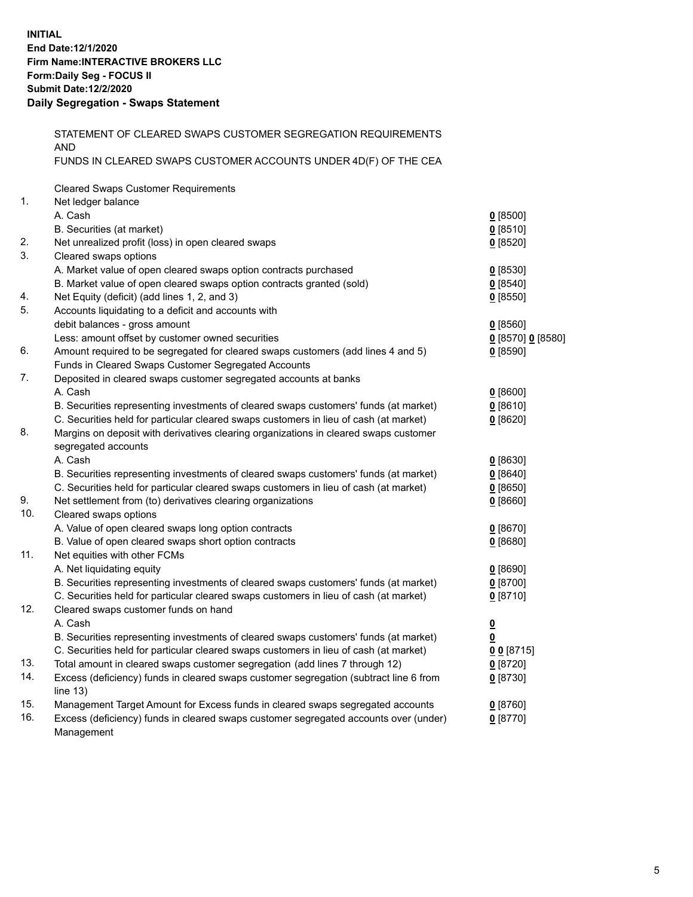**INITIAL**
**End Date:12/1/2020**
**Firm Name:INTERACTIVE BROKERS LLC**
**Form:Daily Seg - FOCUS II**
**Submit Date:12/2/2020**
**Daily Segregation - Swaps Statement**

STATEMENT OF CLEARED SWAPS CUSTOMER SEGREGATION REQUIREMENTS
AND
FUNDS IN CLEARED SWAPS CUSTOMER ACCOUNTS UNDER 4D(F) OF THE CEA

| | | |
|---|---|---|
| | Cleared Swaps Customer Requirements | |
| 1. | Net ledger balance | |
| | A. Cash | 0 [8500] |
| | B. Securities (at market) | 0 [8510] |
| 2. | Net unrealized profit (loss) in open cleared swaps | 0 [8520] |
| 3. | Cleared swaps options | |
| | A. Market value of open cleared swaps option contracts purchased | 0 [8530] |
| | B. Market value of open cleared swaps option contracts granted (sold) | 0 [8540] |
| 4. | Net Equity (deficit) (add lines 1, 2, and 3) | 0 [8550] |
| 5. | Accounts liquidating to a deficit and accounts with | |
| | debit balances - gross amount | 0 [8560] |
| | Less: amount offset by customer owned securities | 0 [8570] 0 [8580] |
| 6. | Amount required to be segregated for cleared swaps customers (add lines 4 and 5) | 0 [8590] |
| | Funds in Cleared Swaps Customer Segregated Accounts | |
| 7. | Deposited in cleared swaps customer segregated accounts at banks | |
| | A. Cash | 0 [8600] |
| | B. Securities representing investments of cleared swaps customers' funds (at market) | 0 [8610] |
| | C. Securities held for particular cleared swaps customers in lieu of cash (at market) | 0 [8620] |
| 8. | Margins on deposit with derivatives clearing organizations in cleared swaps customer segregated accounts | |
| | A. Cash | 0 [8630] |
| | B. Securities representing investments of cleared swaps customers' funds (at market) | 0 [8640] |
| | C. Securities held for particular cleared swaps customers in lieu of cash (at market) | 0 [8650] |
| 9. | Net settlement from (to) derivatives clearing organizations | 0 [8660] |
| 10. | Cleared swaps options | |
| | A. Value of open cleared swaps long option contracts | 0 [8670] |
| | B. Value of open cleared swaps short option contracts | 0 [8680] |
| 11. | Net equities with other FCMs | |
| | A. Net liquidating equity | 0 [8690] |
| | B. Securities representing investments of cleared swaps customers' funds (at market) | 0 [8700] |
| | C. Securities held for particular cleared swaps customers in lieu of cash (at market) | 0 [8710] |
| 12. | Cleared swaps customer funds on hand | |
| | A. Cash | 0 |
| | B. Securities representing investments of cleared swaps customers' funds (at market) | 0 |
| | C. Securities held for particular cleared swaps customers in lieu of cash (at market) | 0 0 [8715] |
| 13. | Total amount in cleared swaps customer segregation (add lines 7 through 12) | 0 [8720] |
| 14. | Excess (deficiency) funds in cleared swaps customer segregation (subtract line 6 from line 13) | 0 [8730] |
| 15. | Management Target Amount for Excess funds in cleared swaps segregated accounts | 0 [8760] |
| 16. | Excess (deficiency) funds in cleared swaps customer segregated accounts over (under) Management | 0 [8770] |